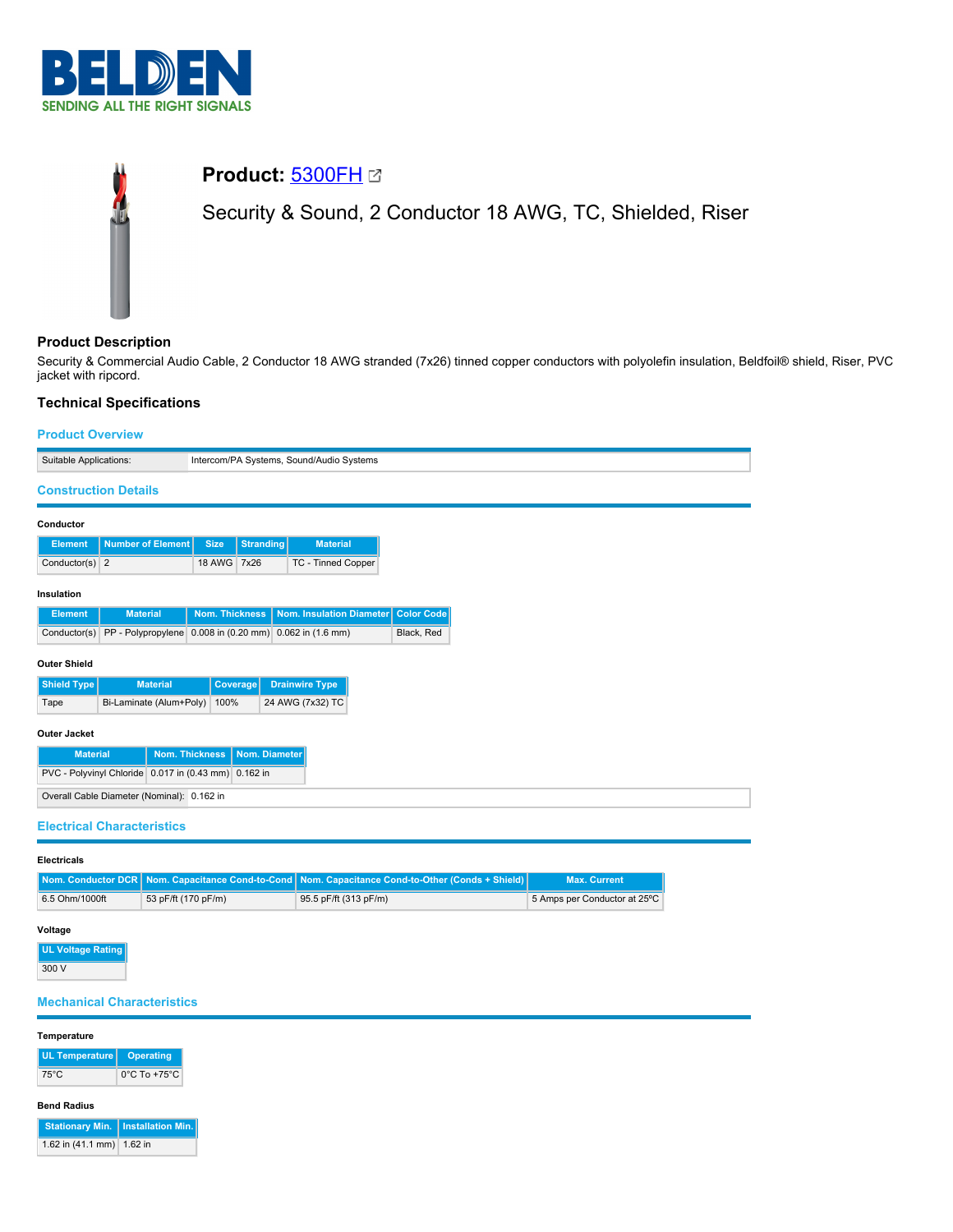# Product: 5300FH

Security & Sound, 2 Conductor 18 AWG, TC, Shielded, Riser

## Product Description

Security & Commercial Audio Cable, 2 Conductor 18 AWG stranded (7x26) tinned copper conductors with polyolefin insulation, Beldfoil® shield, Riser, PVC jacket with ripcord.

## Technical Specifications

### Product Overview

| Suitable Applications: | Intercom/PA Systems, Sound/Audio Systems |
|---|---|

### Construction Details

#### Conductor

| Element | Number of Element | Size | Stranding | Material |
|---|---|---|---|---|
| Conductor(s) | 2 | 18 AWG | 7x26 | TC - Tinned Copper |

#### Insulation

| Element | Material | Nom. Thickness | Nom. Insulation Diameter | Color Code |
|---|---|---|---|---|
| Conductor(s) | PP - Polypropylene | 0.008 in (0.20 mm) | 0.062 in (1.6 mm) | Black, Red |

#### Outer Shield

| Shield Type | Material | Coverage | Drainwire Type |
|---|---|---|---|
| Tape | Bi-Laminate (Alum+Poly) | 100% | 24 AWG (7x32) TC |

#### Outer Jacket

| Material | Nom. Thickness | Nom. Diameter |
|---|---|---|
| PVC - Polyvinyl Chloride | 0.017 in (0.43 mm) | 0.162 in |

| Overall Cable Diameter (Nominal): | 0.162 in |
|---|---|

### Electrical Characteristics

#### Electricals

| Nom. Conductor DCR | Nom. Capacitance Cond-to-Cond | Nom. Capacitance Cond-to-Other (Conds + Shield) | Max. Current |
|---|---|---|---|
| 6.5 Ohm/1000ft | 53 pF/ft (170 pF/m) | 95.5 pF/ft (313 pF/m) | 5 Amps per Conductor at 25ºC |

#### Voltage

| UL Voltage Rating |
|---|
| 300 V |

### Mechanical Characteristics

#### Temperature

| UL Temperature | Operating |
|---|---|
| 75°C | 0°C To +75°C |

#### Bend Radius

| Stationary Min. | Installation Min. |
|---|---|
| 1.62 in (41.1 mm) | 1.62 in |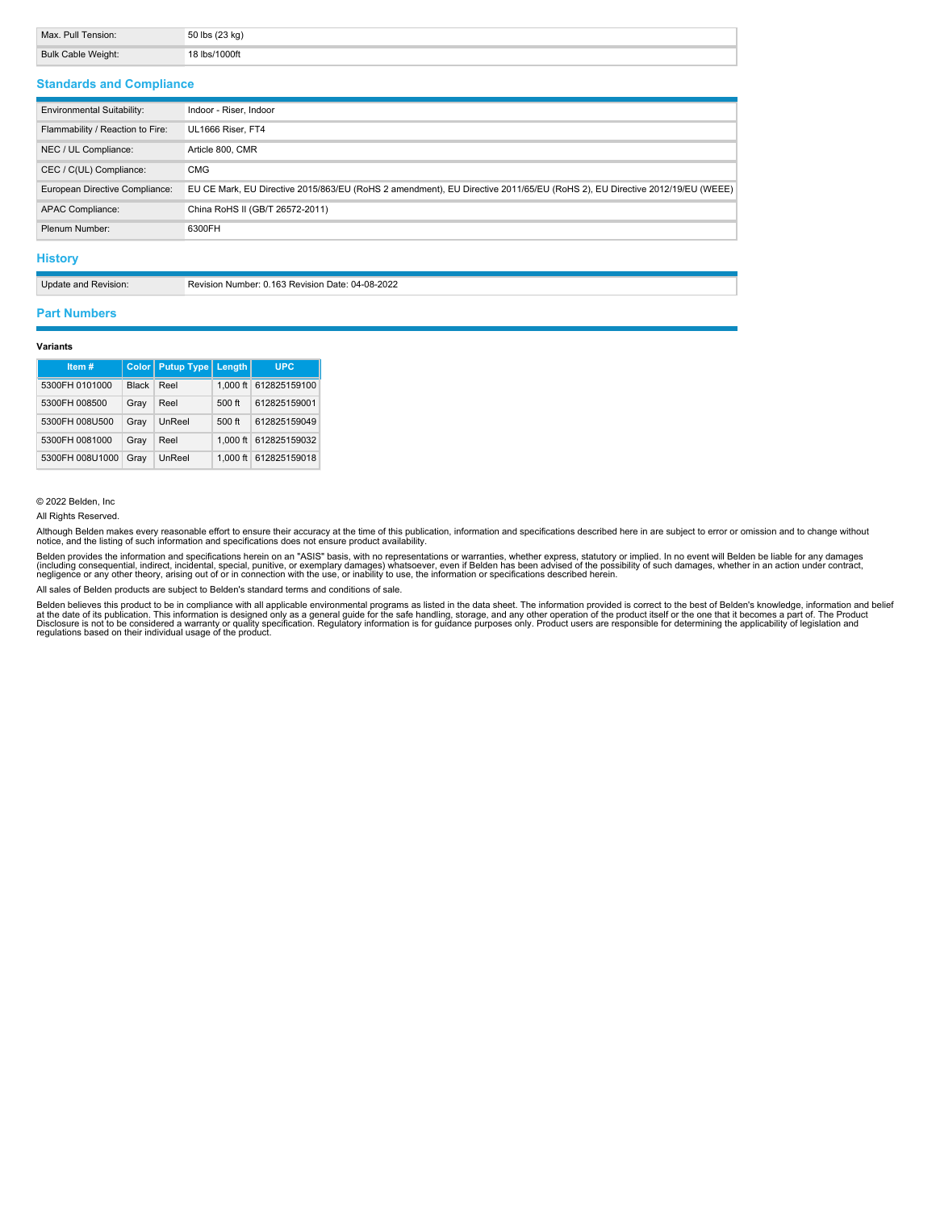| | |
|---|---|
| Max. Pull Tension: | 50 lbs (23 kg) |
| Bulk Cable Weight: | 18 lbs/1000ft |

## Standards and Compliance

| | |
|---|---|
| Environmental Suitability: | Indoor - Riser, Indoor |
| Flammability / Reaction to Fire: | UL1666 Riser, FT4 |
| NEC / UL Compliance: | Article 800, CMR |
| CEC / C(UL) Compliance: | CMG |
| European Directive Compliance: | EU CE Mark, EU Directive 2015/863/EU (RoHS 2 amendment), EU Directive 2011/65/EU (RoHS 2), EU Directive 2012/19/EU (WEEE) |
| APAC Compliance: | China RoHS II (GB/T 26572-2011) |
| Plenum Number: | 6300FH |

## History

| | |
|---|---|
| Update and Revision: | Revision Number: 0.163 Revision Date: 04-08-2022 |

## Part Numbers

**Variants**

| Item # | Color | Putup Type | Length | UPC |
|---|---|---|---|---|
| 5300FH 0101000 | Black | Reel | 1,000 ft | 612825159100 |
| 5300FH 008500 | Gray | Reel | 500 ft | 612825159001 |
| 5300FH 008U500 | Gray | UnReel | 500 ft | 612825159049 |
| 5300FH 0081000 | Gray | Reel | 1,000 ft | 612825159032 |
| 5300FH 008U1000 | Gray | UnReel | 1,000 ft | 612825159018 |

© 2022 Belden, Inc

All Rights Reserved.

Although Belden makes every reasonable effort to ensure their accuracy at the time of this publication, information and specifications described here in are subject to error or omission and to change without notice, and the listing of such information and specifications does not ensure product availability.

Belden provides the information and specifications herein on an "ASIS" basis, with no representations or warranties, whether express, statutory or implied. In no event will Belden be liable for any damages (including consequential, indirect, incidental, special, punitive, or exemplary damages) whatsoever, even if Belden has been advised of the possibility of such damages, whether in an action under contract, negligence or any other theory, arising out of or in connection with the use, or inability to use, the information or specifications described herein.

All sales of Belden products are subject to Belden's standard terms and conditions of sale.

Belden believes this product to be in compliance with all applicable environmental programs as listed in the data sheet. The information provided is correct to the best of Belden's knowledge, information and belief at the date of its publication. This information is designed only as a general guide for the safe handling, storage, and any other operation of the product itself or the one that it becomes a part of. The Product Disclosure is not to be considered a warranty or quality specification. Regulatory information is for guidance purposes only. Product users are responsible for determining the applicability of legislation and regulations based on their individual usage of the product.